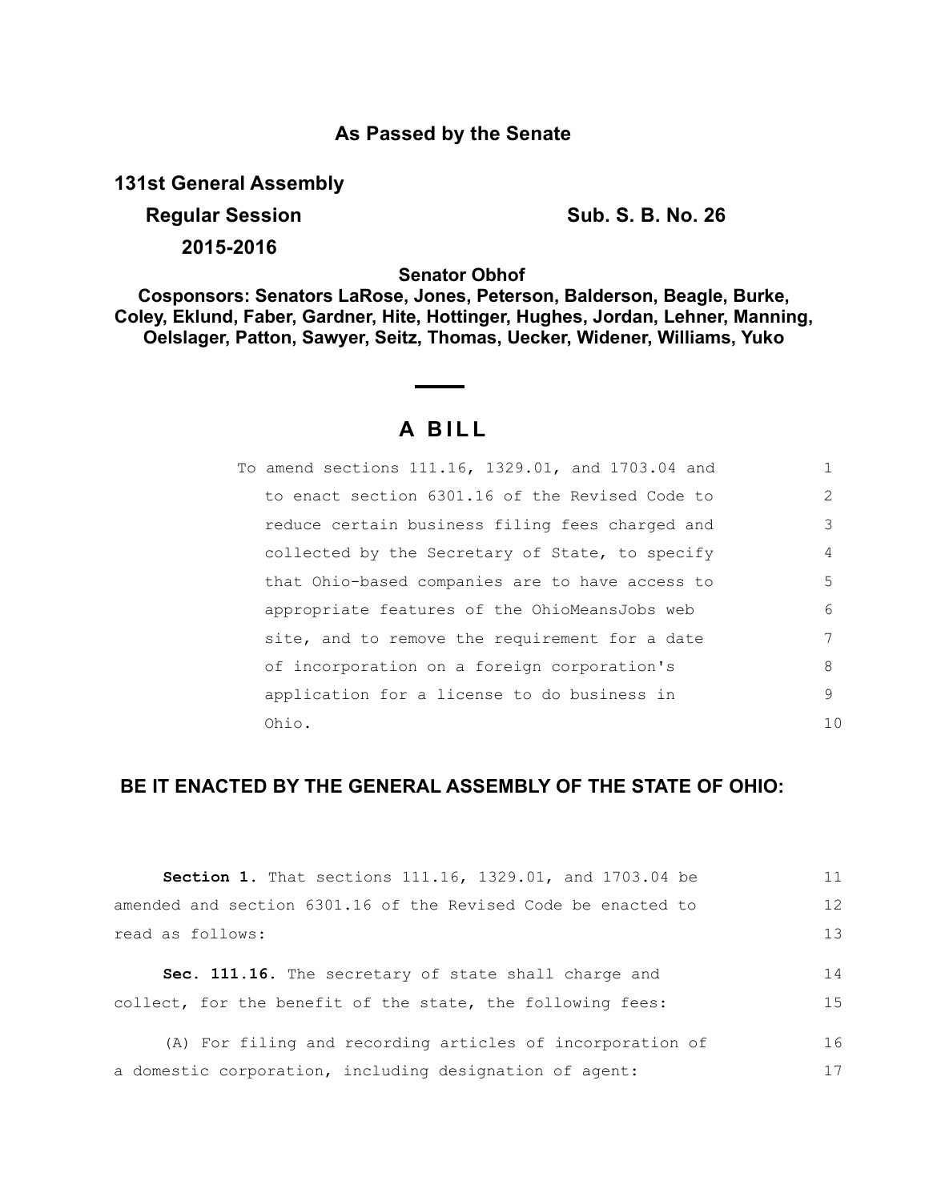## As Passed by the Senate

**131st General Assembly**

**Regular Session** **Sub. S. B. No. 26**

**2015-2016**

**Senator Obhof**

**Cosponsors: Senators LaRose, Jones, Peterson, Balderson, Beagle, Burke, Coley, Eklund, Faber, Gardner, Hite, Hottinger, Hughes, Jordan, Lehner, Manning, Oelslager, Patton, Sawyer, Seitz, Thomas, Uecker, Widener, Williams, Yuko**

# A BILL

To amend sections 111.16, 1329.01, and 1703.04 and to enact section 6301.16 of the Revised Code to reduce certain business filing fees charged and collected by the Secretary of State, to specify that Ohio-based companies are to have access to appropriate features of the OhioMeansJobs web site, and to remove the requirement for a date of incorporation on a foreign corporation's application for a license to do business in Ohio.

## BE IT ENACTED BY THE GENERAL ASSEMBLY OF THE STATE OF OHIO:

**Section 1.** That sections 111.16, 1329.01, and 1703.04 be amended and section 6301.16 of the Revised Code be enacted to read as follows:

**Sec. 111.16.** The secretary of state shall charge and collect, for the benefit of the state, the following fees:

(A) For filing and recording articles of incorporation of a domestic corporation, including designation of agent: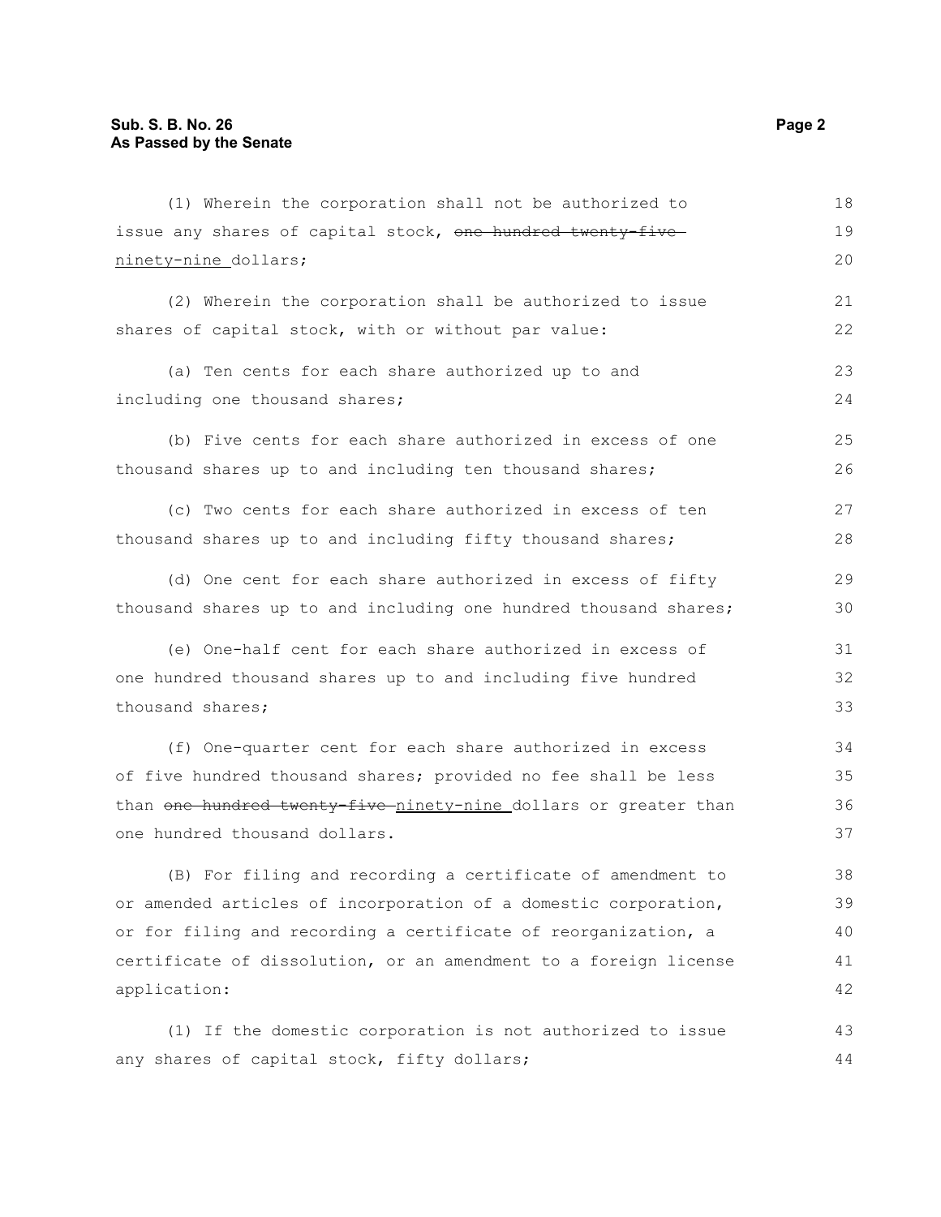(1) Wherein the corporation shall not be authorized to issue any shares of capital stock, ~~one hundred twenty-five~~ <u>ninety-nine</u> dollars;

(2) Wherein the corporation shall be authorized to issue shares of capital stock, with or without par value:

(a) Ten cents for each share authorized up to and including one thousand shares;

(b) Five cents for each share authorized in excess of one thousand shares up to and including ten thousand shares;

(c) Two cents for each share authorized in excess of ten thousand shares up to and including fifty thousand shares;

(d) One cent for each share authorized in excess of fifty thousand shares up to and including one hundred thousand shares;

(e) One-half cent for each share authorized in excess of one hundred thousand shares up to and including five hundred thousand shares;

(f) One-quarter cent for each share authorized in excess of five hundred thousand shares; provided no fee shall be less than ~~one hundred twenty-five~~ <u>ninety-nine</u> dollars or greater than one hundred thousand dollars.

(B) For filing and recording a certificate of amendment to or amended articles of incorporation of a domestic corporation, or for filing and recording a certificate of reorganization, a certificate of dissolution, or an amendment to a foreign license application:

(1) If the domestic corporation is not authorized to issue any shares of capital stock, fifty dollars;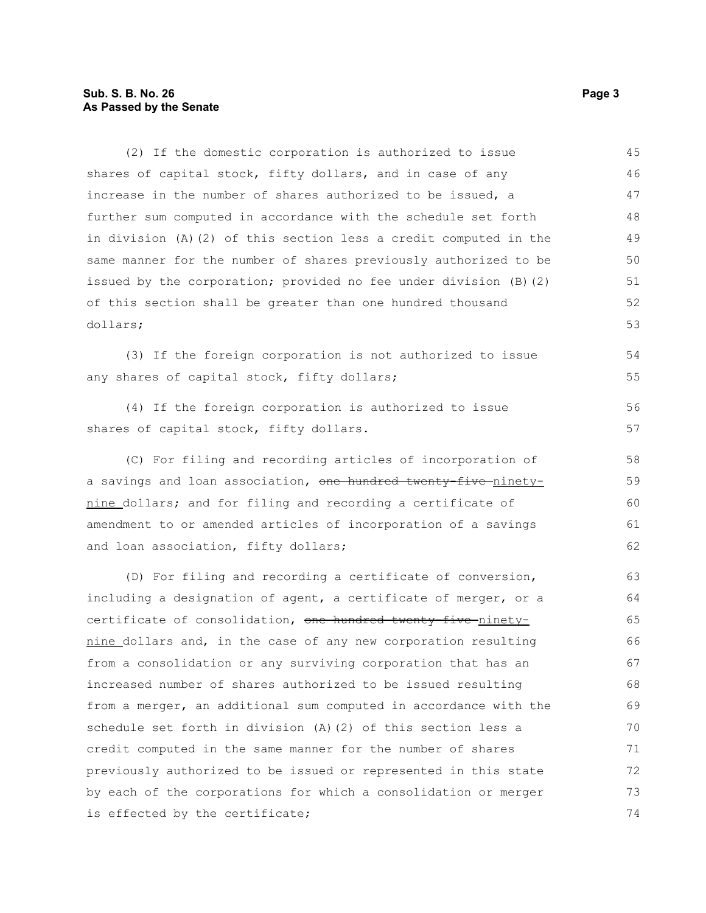(2) If the domestic corporation is authorized to issue shares of capital stock, fifty dollars, and in case of any increase in the number of shares authorized to be issued, a further sum computed in accordance with the schedule set forth in division (A)(2) of this section less a credit computed in the same manner for the number of shares previously authorized to be issued by the corporation; provided no fee under division (B)(2) of this section shall be greater than one hundred thousand dollars;

(3) If the foreign corporation is not authorized to issue any shares of capital stock, fifty dollars;

(4) If the foreign corporation is authorized to issue shares of capital stock, fifty dollars.

(C) For filing and recording articles of incorporation of a savings and loan association, ~~one hundred twenty-five~~ ninety-nine dollars; and for filing and recording a certificate of amendment to or amended articles of incorporation of a savings and loan association, fifty dollars;

(D) For filing and recording a certificate of conversion, including a designation of agent, a certificate of merger, or a certificate of consolidation, ~~one hundred twenty-five~~ ninety-nine dollars and, in the case of any new corporation resulting from a consolidation or any surviving corporation that has an increased number of shares authorized to be issued resulting from a merger, an additional sum computed in accordance with the schedule set forth in division (A)(2) of this section less a credit computed in the same manner for the number of shares previously authorized to be issued or represented in this state by each of the corporations for which a consolidation or merger is effected by the certificate;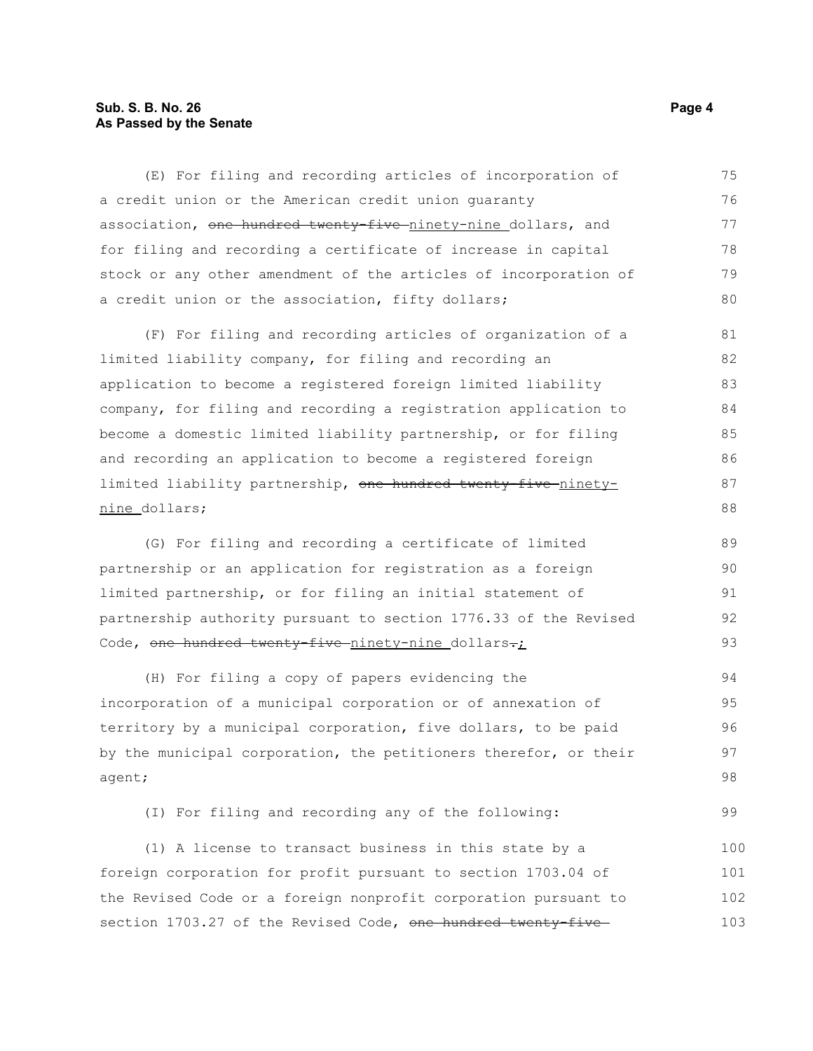(E) For filing and recording articles of incorporation of a credit union or the American credit union guaranty association, ~~one hundred twenty-five~~ <u>ninety-nine</u> dollars, and for filing and recording a certificate of increase in capital stock or any other amendment of the articles of incorporation of a credit union or the association, fifty dollars;

(F) For filing and recording articles of organization of a limited liability company, for filing and recording an application to become a registered foreign limited liability company, for filing and recording a registration application to become a domestic limited liability partnership, or for filing and recording an application to become a registered foreign limited liability partnership, ~~one hundred twenty-five~~ <u>ninety-nine</u> dollars;

(G) For filing and recording a certificate of limited partnership or an application for registration as a foreign limited partnership, or for filing an initial statement of partnership authority pursuant to section 1776.33 of the Revised Code, ~~one hundred twenty-five~~ <u>ninety-nine</u> dollars~~.~~<u>;</u>

(H) For filing a copy of papers evidencing the incorporation of a municipal corporation or of annexation of territory by a municipal corporation, five dollars, to be paid by the municipal corporation, the petitioners therefor, or their agent;

(I) For filing and recording any of the following:

(1) A license to transact business in this state by a foreign corporation for profit pursuant to section 1703.04 of the Revised Code or a foreign nonprofit corporation pursuant to section 1703.27 of the Revised Code, ~~one hundred twenty-five~~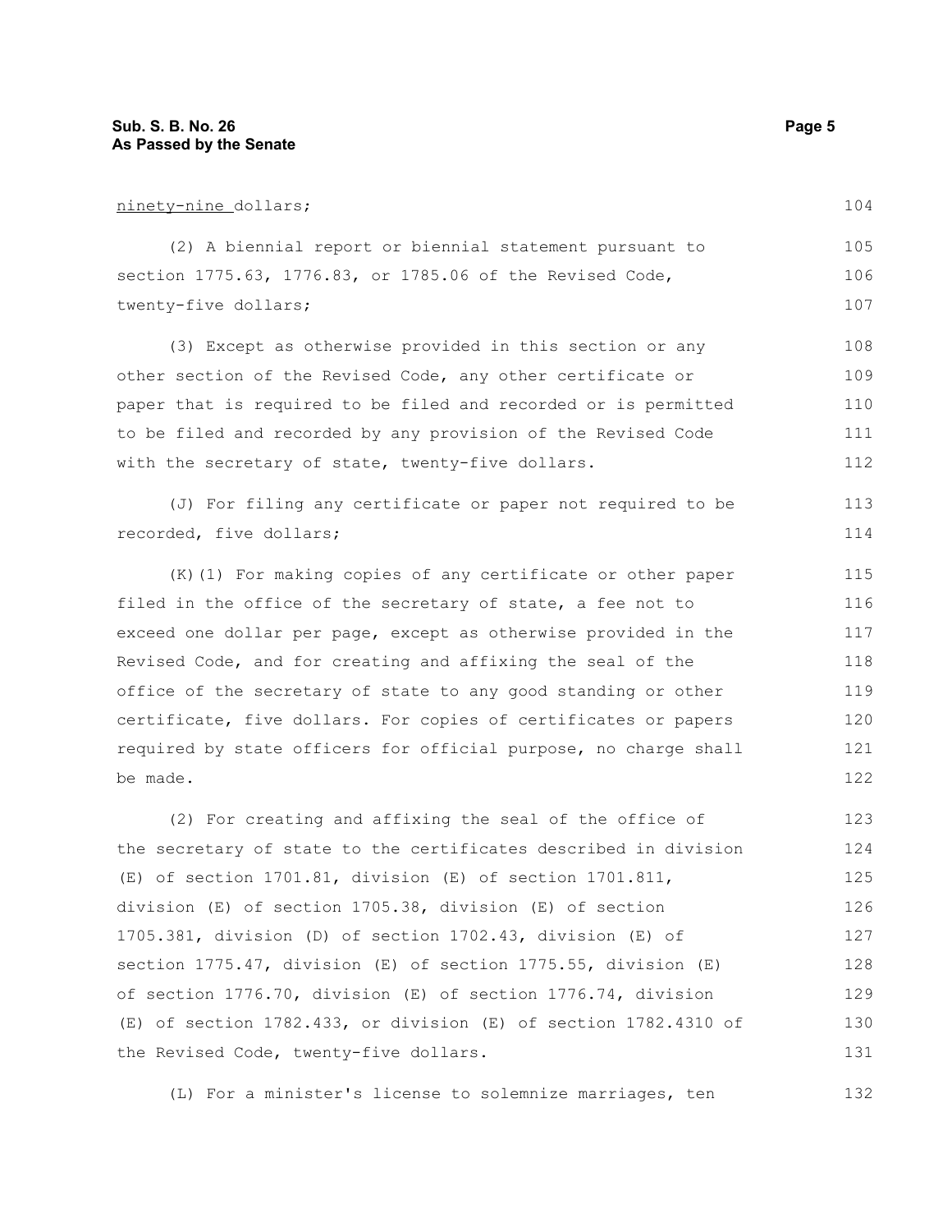ninety-nine dollars;

(2) A biennial report or biennial statement pursuant to section 1775.63, 1776.83, or 1785.06 of the Revised Code, twenty-five dollars;

(3) Except as otherwise provided in this section or any other section of the Revised Code, any other certificate or paper that is required to be filed and recorded or is permitted to be filed and recorded by any provision of the Revised Code with the secretary of state, twenty-five dollars.

(J) For filing any certificate or paper not required to be recorded, five dollars;

(K)(1) For making copies of any certificate or other paper filed in the office of the secretary of state, a fee not to exceed one dollar per page, except as otherwise provided in the Revised Code, and for creating and affixing the seal of the office of the secretary of state to any good standing or other certificate, five dollars. For copies of certificates or papers required by state officers for official purpose, no charge shall be made.

(2) For creating and affixing the seal of the office of the secretary of state to the certificates described in division (E) of section 1701.81, division (E) of section 1701.811, division (E) of section 1705.38, division (E) of section 1705.381, division (D) of section 1702.43, division (E) of section 1775.47, division (E) of section 1775.55, division (E) of section 1776.70, division (E) of section 1776.74, division (E) of section 1782.433, or division (E) of section 1782.4310 of the Revised Code, twenty-five dollars.

(L) For a minister's license to solemnize marriages, ten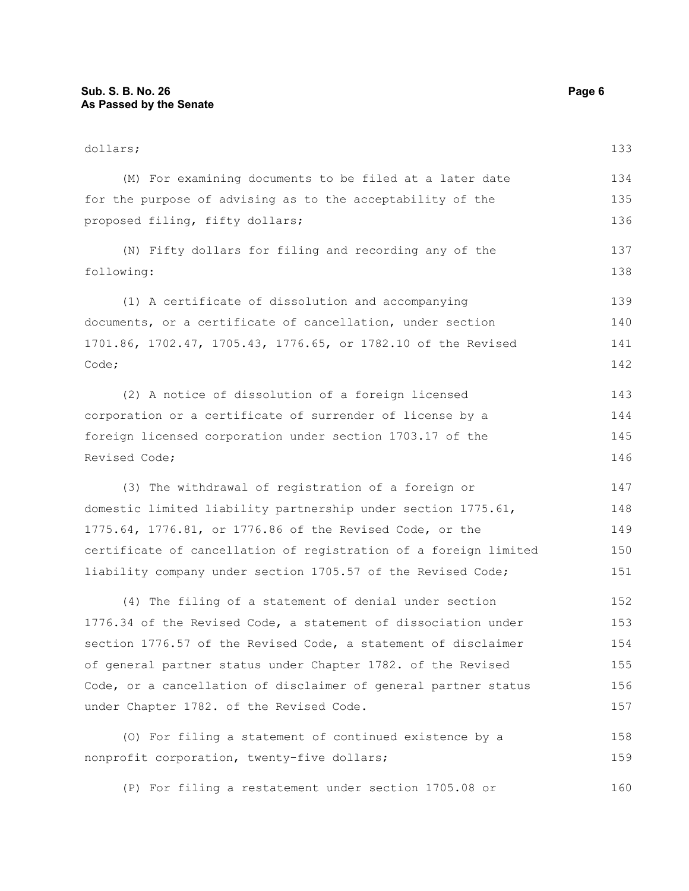dollars;

(M) For examining documents to be filed at a later date for the purpose of advising as to the acceptability of the proposed filing, fifty dollars;

(N) Fifty dollars for filing and recording any of the following:

(1) A certificate of dissolution and accompanying documents, or a certificate of cancellation, under section 1701.86, 1702.47, 1705.43, 1776.65, or 1782.10 of the Revised Code;

(2) A notice of dissolution of a foreign licensed corporation or a certificate of surrender of license by a foreign licensed corporation under section 1703.17 of the Revised Code;

(3) The withdrawal of registration of a foreign or domestic limited liability partnership under section 1775.61, 1775.64, 1776.81, or 1776.86 of the Revised Code, or the certificate of cancellation of registration of a foreign limited liability company under section 1705.57 of the Revised Code;

(4) The filing of a statement of denial under section 1776.34 of the Revised Code, a statement of dissociation under section 1776.57 of the Revised Code, a statement of disclaimer of general partner status under Chapter 1782. of the Revised Code, or a cancellation of disclaimer of general partner status under Chapter 1782. of the Revised Code.

(O) For filing a statement of continued existence by a nonprofit corporation, twenty-five dollars;

(P) For filing a restatement under section 1705.08 or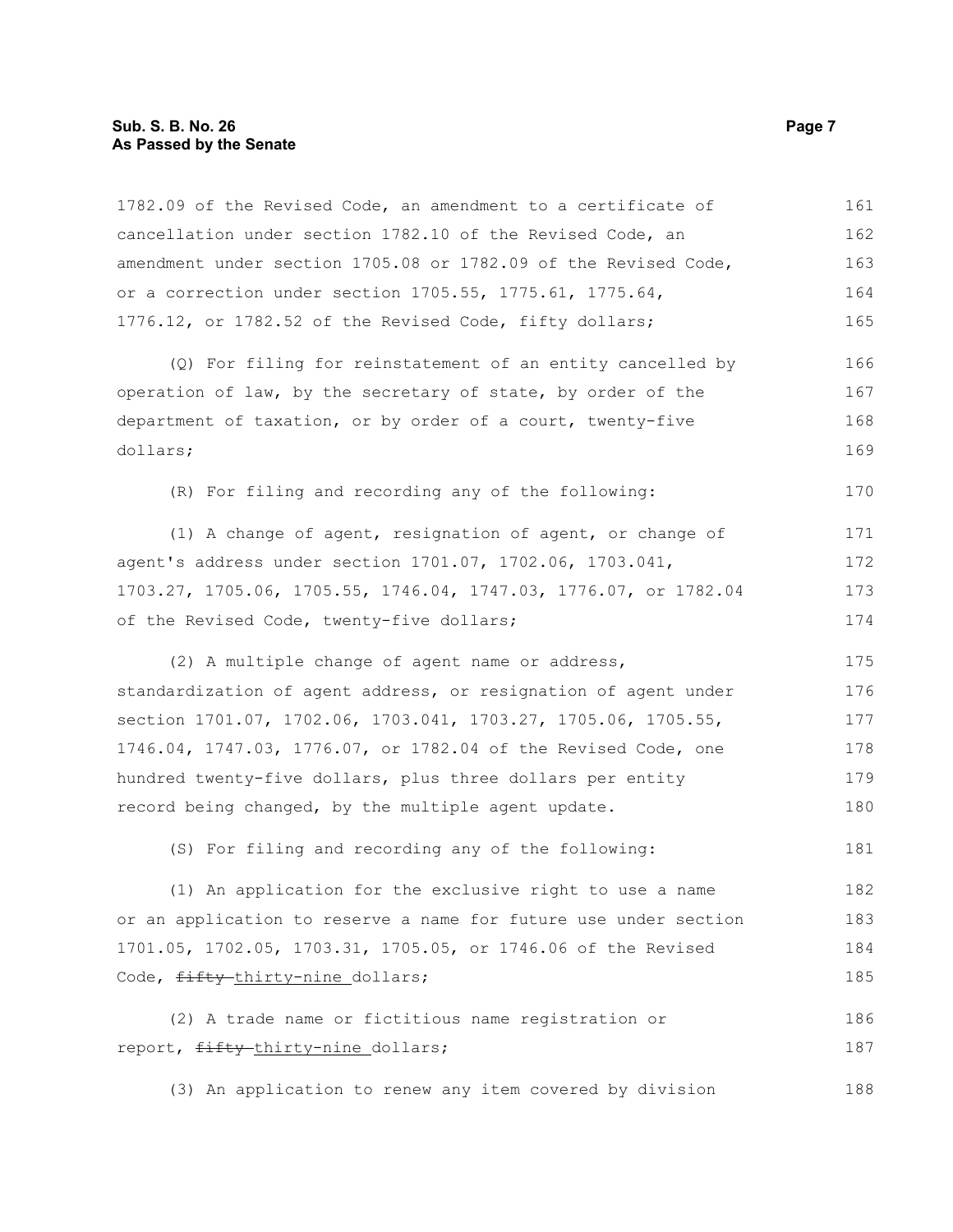1782.09 of the Revised Code, an amendment to a certificate of cancellation under section 1782.10 of the Revised Code, an amendment under section 1705.08 or 1782.09 of the Revised Code, or a correction under section 1705.55, 1775.61, 1775.64, 1776.12, or 1782.52 of the Revised Code, fifty dollars;

(Q) For filing for reinstatement of an entity cancelled by operation of law, by the secretary of state, by order of the department of taxation, or by order of a court, twenty-five dollars;

(R) For filing and recording any of the following:

(1) A change of agent, resignation of agent, or change of agent's address under section 1701.07, 1702.06, 1703.041, 1703.27, 1705.06, 1705.55, 1746.04, 1747.03, 1776.07, or 1782.04 of the Revised Code, twenty-five dollars;

(2) A multiple change of agent name or address, standardization of agent address, or resignation of agent under section 1701.07, 1702.06, 1703.041, 1703.27, 1705.06, 1705.55, 1746.04, 1747.03, 1776.07, or 1782.04 of the Revised Code, one hundred twenty-five dollars, plus three dollars per entity record being changed, by the multiple agent update.

(S) For filing and recording any of the following:

(1) An application for the exclusive right to use a name or an application to reserve a name for future use under section 1701.05, 1702.05, 1703.31, 1705.05, or 1746.06 of the Revised Code, ~~fifty~~ thirty-nine dollars;

(2) A trade name or fictitious name registration or report, ~~fifty~~ thirty-nine dollars;

(3) An application to renew any item covered by division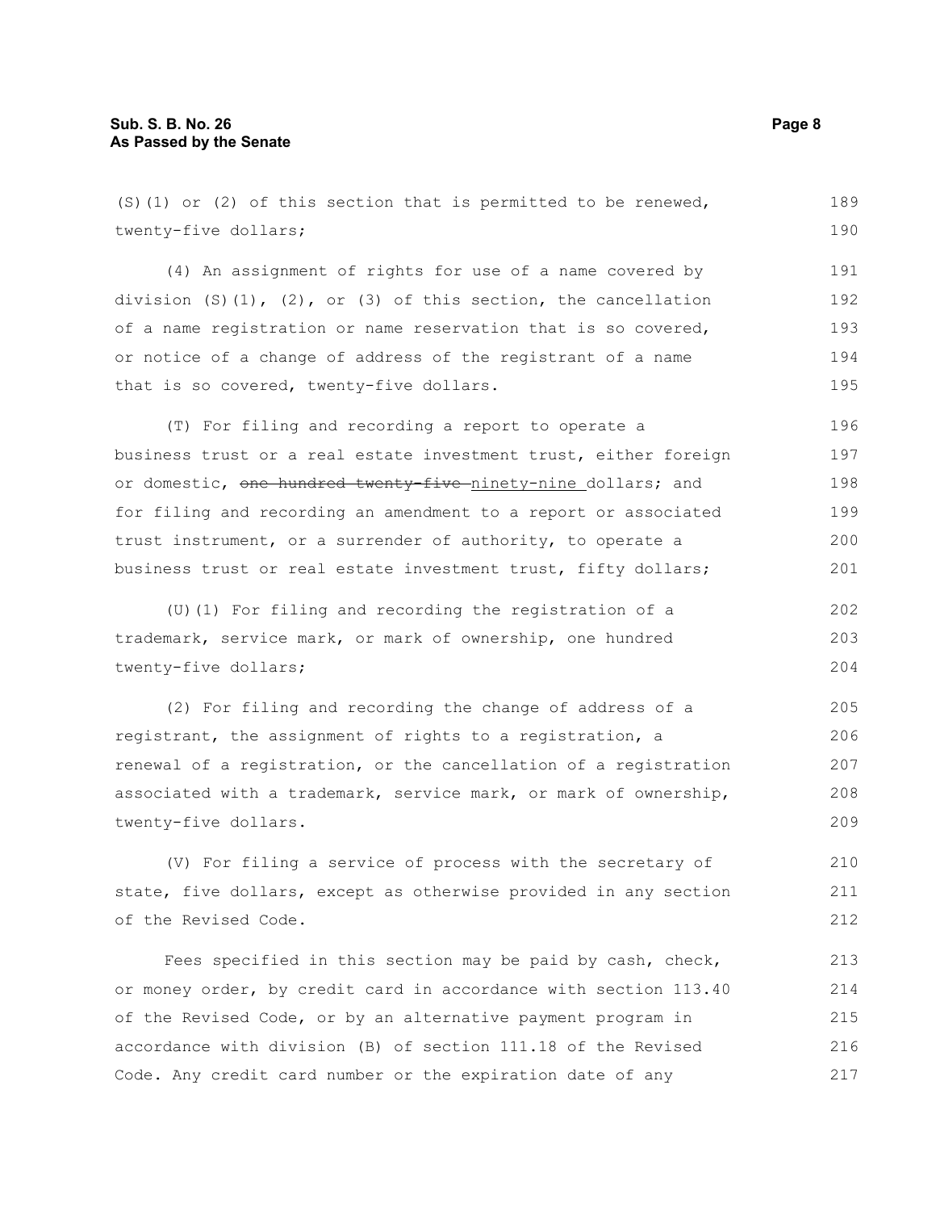(S)(1) or (2) of this section that is permitted to be renewed, twenty-five dollars;

(4) An assignment of rights for use of a name covered by division (S)(1), (2), or (3) of this section, the cancellation of a name registration or name reservation that is so covered, or notice of a change of address of the registrant of a name that is so covered, twenty-five dollars.

(T) For filing and recording a report to operate a business trust or a real estate investment trust, either foreign or domestic, ~~one hundred twenty-five~~ ninety-nine dollars; and for filing and recording an amendment to a report or associated trust instrument, or a surrender of authority, to operate a business trust or real estate investment trust, fifty dollars;

(U)(1) For filing and recording the registration of a trademark, service mark, or mark of ownership, one hundred twenty-five dollars;

(2) For filing and recording the change of address of a registrant, the assignment of rights to a registration, a renewal of a registration, or the cancellation of a registration associated with a trademark, service mark, or mark of ownership, twenty-five dollars.

(V) For filing a service of process with the secretary of state, five dollars, except as otherwise provided in any section of the Revised Code.

Fees specified in this section may be paid by cash, check, or money order, by credit card in accordance with section 113.40 of the Revised Code, or by an alternative payment program in accordance with division (B) of section 111.18 of the Revised Code. Any credit card number or the expiration date of any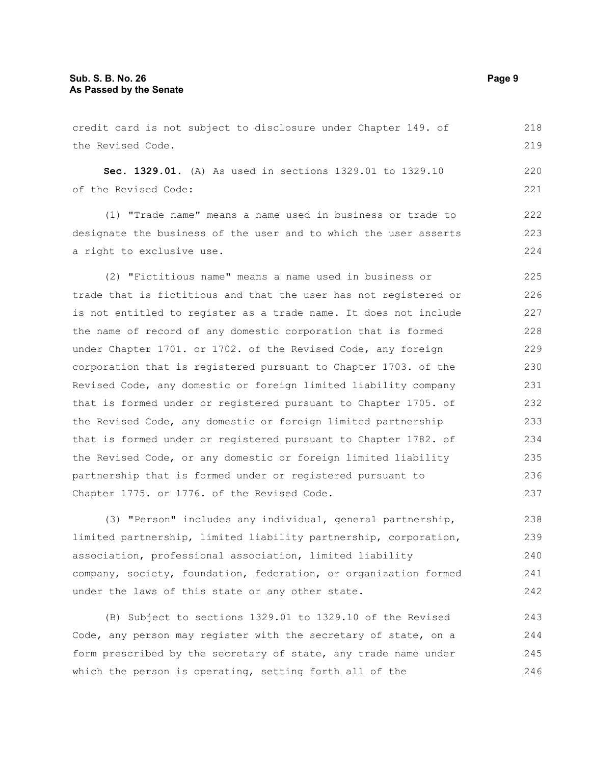credit card is not subject to disclosure under Chapter 149. of the Revised Code.

**Sec. 1329.01.** (A) As used in sections 1329.01 to 1329.10 of the Revised Code:

(1) "Trade name" means a name used in business or trade to designate the business of the user and to which the user asserts a right to exclusive use.

(2) "Fictitious name" means a name used in business or trade that is fictitious and that the user has not registered or is not entitled to register as a trade name. It does not include the name of record of any domestic corporation that is formed under Chapter 1701. or 1702. of the Revised Code, any foreign corporation that is registered pursuant to Chapter 1703. of the Revised Code, any domestic or foreign limited liability company that is formed under or registered pursuant to Chapter 1705. of the Revised Code, any domestic or foreign limited partnership that is formed under or registered pursuant to Chapter 1782. of the Revised Code, or any domestic or foreign limited liability partnership that is formed under or registered pursuant to Chapter 1775. or 1776. of the Revised Code.

(3) "Person" includes any individual, general partnership, limited partnership, limited liability partnership, corporation, association, professional association, limited liability company, society, foundation, federation, or organization formed under the laws of this state or any other state.

(B) Subject to sections 1329.01 to 1329.10 of the Revised Code, any person may register with the secretary of state, on a form prescribed by the secretary of state, any trade name under which the person is operating, setting forth all of the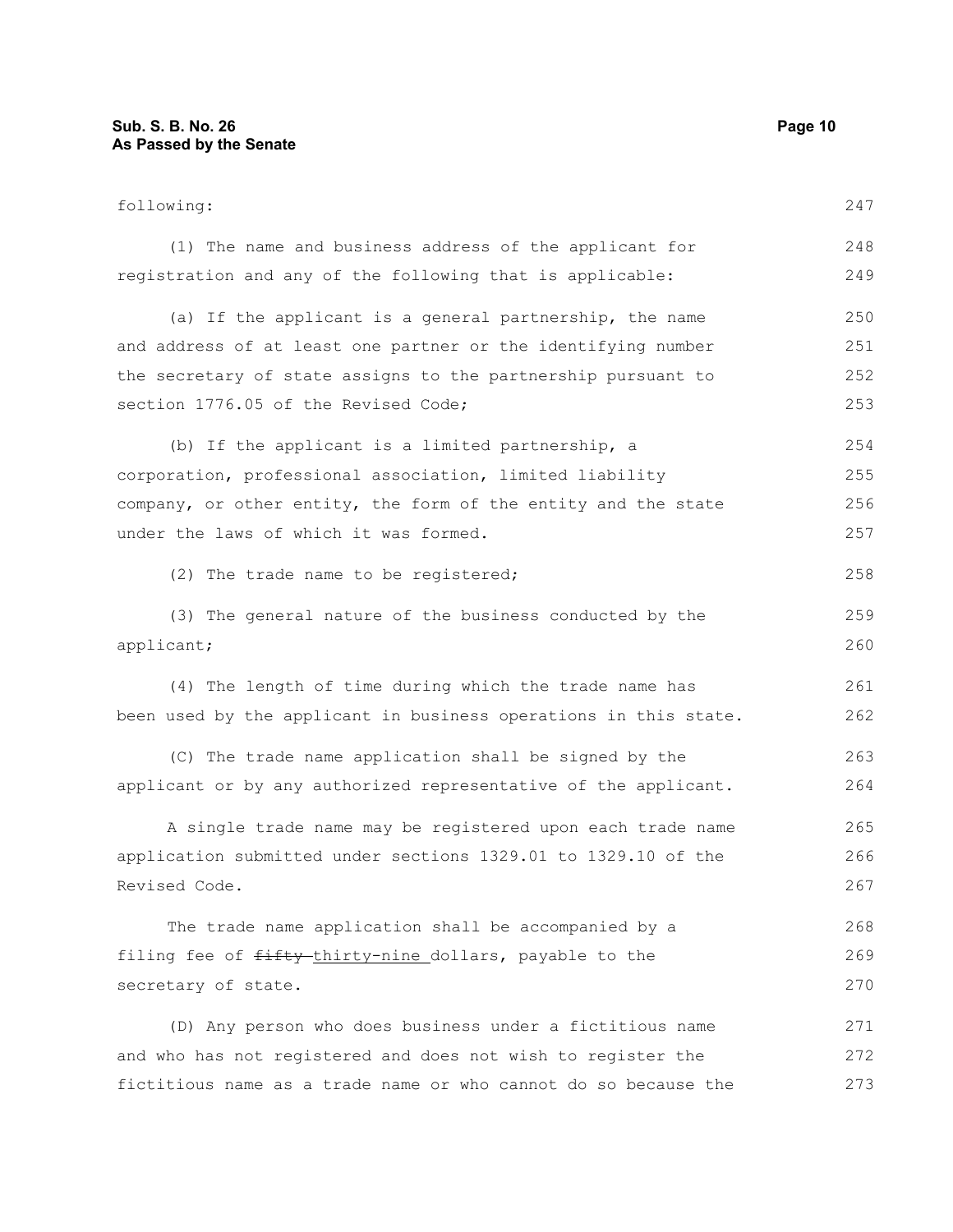following:

(1) The name and business address of the applicant for registration and any of the following that is applicable:

(a) If the applicant is a general partnership, the name and address of at least one partner or the identifying number the secretary of state assigns to the partnership pursuant to section 1776.05 of the Revised Code;

(b) If the applicant is a limited partnership, a corporation, professional association, limited liability company, or other entity, the form of the entity and the state under the laws of which it was formed.

(2) The trade name to be registered;

(3) The general nature of the business conducted by the applicant;

(4) The length of time during which the trade name has been used by the applicant in business operations in this state.

(C) The trade name application shall be signed by the applicant or by any authorized representative of the applicant.

A single trade name may be registered upon each trade name application submitted under sections 1329.01 to 1329.10 of the Revised Code.

The trade name application shall be accompanied by a filing fee of ~~fifty~~ thirty-nine dollars, payable to the secretary of state.

(D) Any person who does business under a fictitious name and who has not registered and does not wish to register the fictitious name as a trade name or who cannot do so because the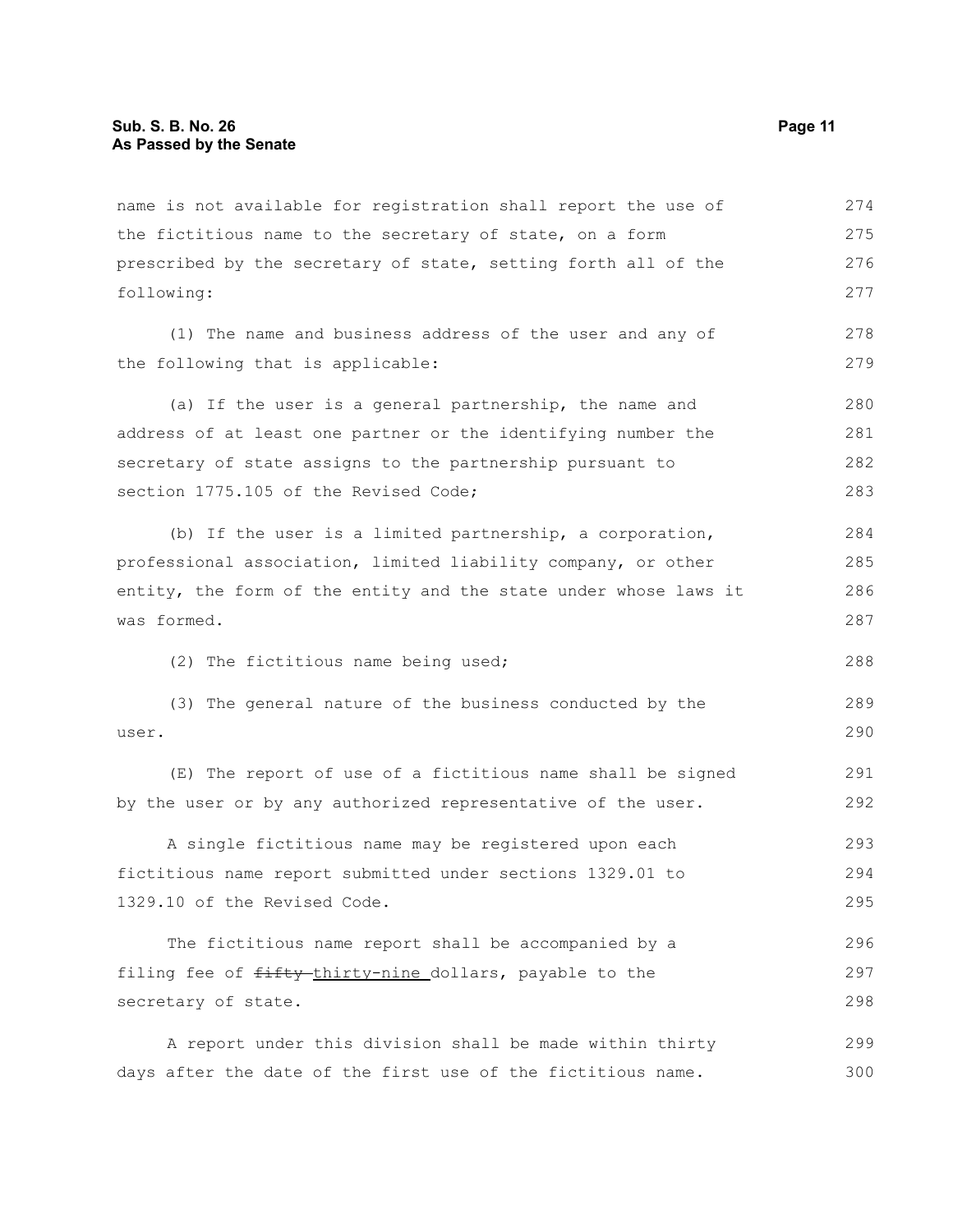name is not available for registration shall report the use of the fictitious name to the secretary of state, on a form prescribed by the secretary of state, setting forth all of the following:

(1) The name and business address of the user and any of the following that is applicable:

(a) If the user is a general partnership, the name and address of at least one partner or the identifying number the secretary of state assigns to the partnership pursuant to section 1775.105 of the Revised Code;

(b) If the user is a limited partnership, a corporation, professional association, limited liability company, or other entity, the form of the entity and the state under whose laws it was formed.

(2) The fictitious name being used;

(3) The general nature of the business conducted by the user.

(E) The report of use of a fictitious name shall be signed by the user or by any authorized representative of the user.

A single fictitious name may be registered upon each fictitious name report submitted under sections 1329.01 to 1329.10 of the Revised Code.

The fictitious name report shall be accompanied by a filing fee of ~~fifty~~ thirty-nine dollars, payable to the secretary of state.

A report under this division shall be made within thirty days after the date of the first use of the fictitious name.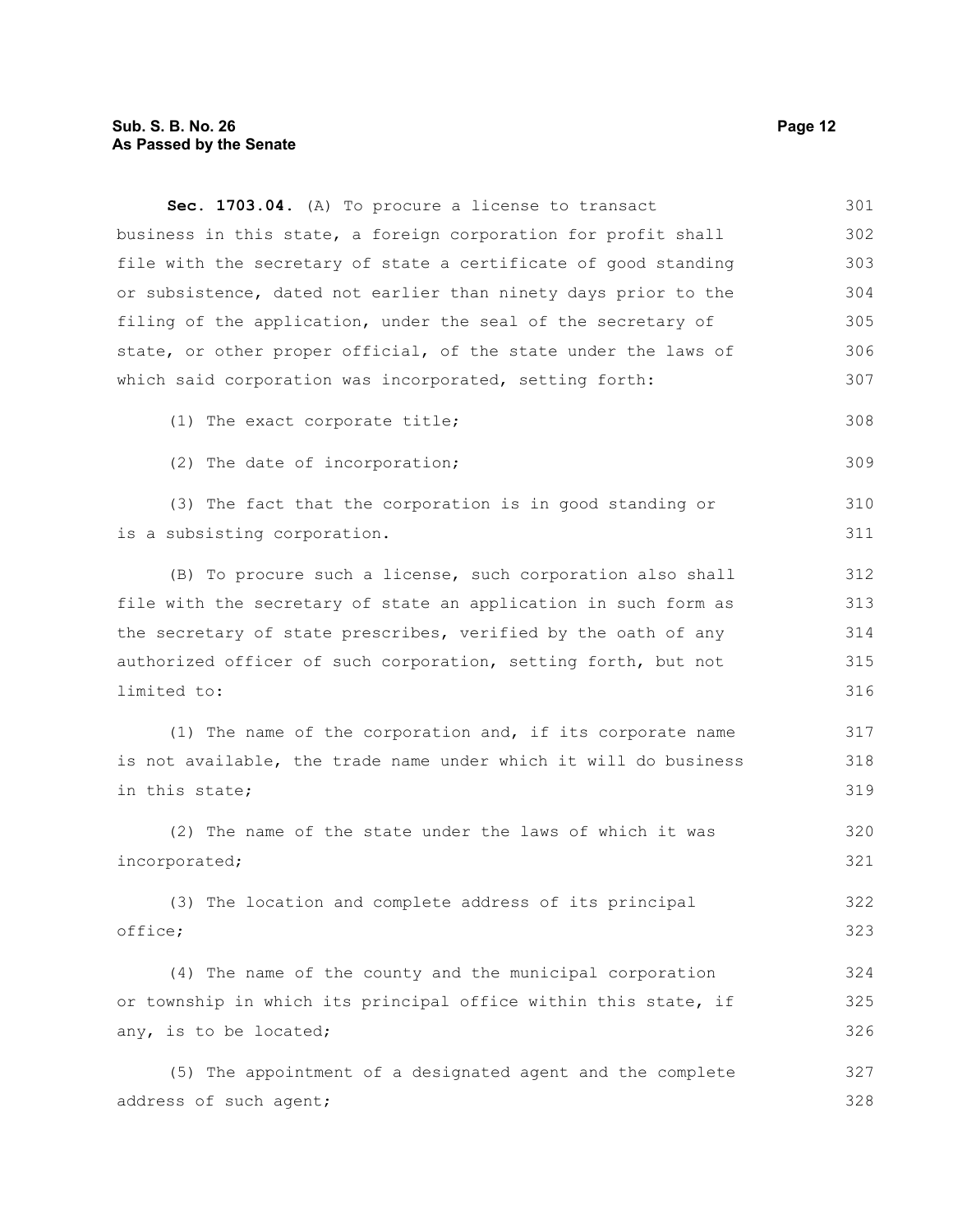**Sec. 1703.04.** (A) To procure a license to transact business in this state, a foreign corporation for profit shall file with the secretary of state a certificate of good standing or subsistence, dated not earlier than ninety days prior to the filing of the application, under the seal of the secretary of state, or other proper official, of the state under the laws of which said corporation was incorporated, setting forth:

(1) The exact corporate title;

(2) The date of incorporation;

(3) The fact that the corporation is in good standing or is a subsisting corporation.

(B) To procure such a license, such corporation also shall file with the secretary of state an application in such form as the secretary of state prescribes, verified by the oath of any authorized officer of such corporation, setting forth, but not limited to:

(1) The name of the corporation and, if its corporate name is not available, the trade name under which it will do business in this state;

(2) The name of the state under the laws of which it was incorporated;

(3) The location and complete address of its principal office;

(4) The name of the county and the municipal corporation or township in which its principal office within this state, if any, is to be located;

(5) The appointment of a designated agent and the complete address of such agent;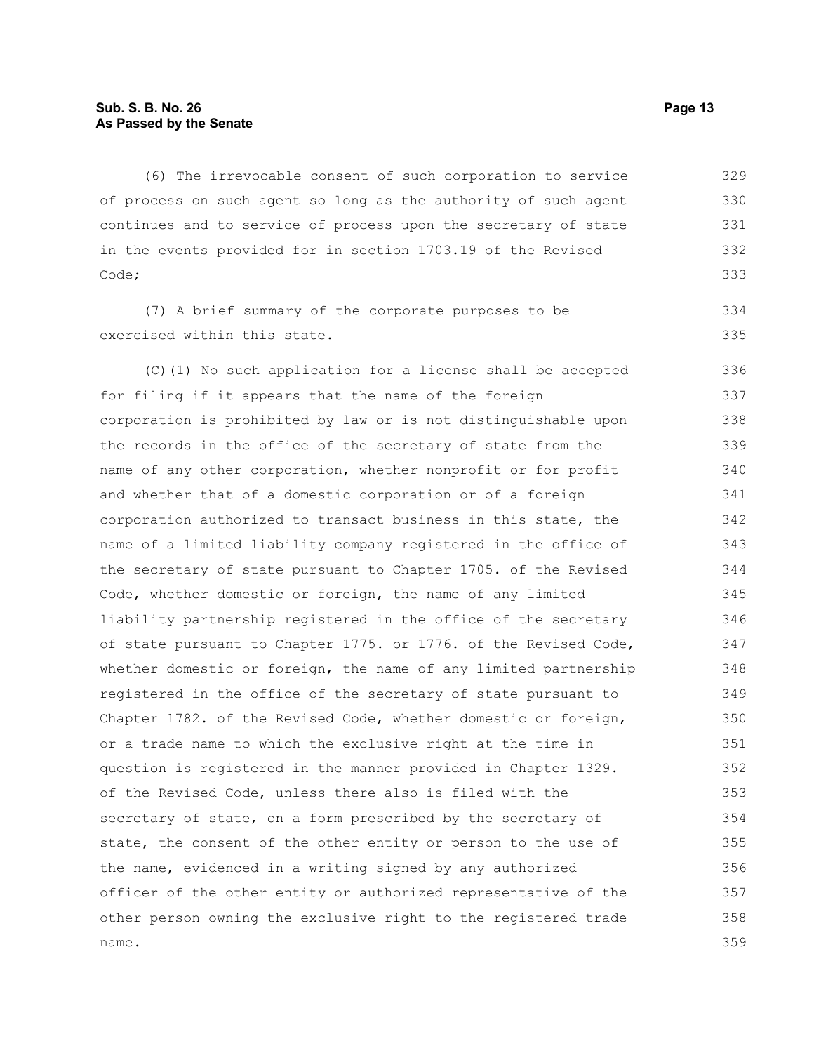(6) The irrevocable consent of such corporation to service of process on such agent so long as the authority of such agent continues and to service of process upon the secretary of state in the events provided for in section 1703.19 of the Revised Code;

(7) A brief summary of the corporate purposes to be exercised within this state.

(C)(1) No such application for a license shall be accepted for filing if it appears that the name of the foreign corporation is prohibited by law or is not distinguishable upon the records in the office of the secretary of state from the name of any other corporation, whether nonprofit or for profit and whether that of a domestic corporation or of a foreign corporation authorized to transact business in this state, the name of a limited liability company registered in the office of the secretary of state pursuant to Chapter 1705. of the Revised Code, whether domestic or foreign, the name of any limited liability partnership registered in the office of the secretary of state pursuant to Chapter 1775. or 1776. of the Revised Code, whether domestic or foreign, the name of any limited partnership registered in the office of the secretary of state pursuant to Chapter 1782. of the Revised Code, whether domestic or foreign, or a trade name to which the exclusive right at the time in question is registered in the manner provided in Chapter 1329. of the Revised Code, unless there also is filed with the secretary of state, on a form prescribed by the secretary of state, the consent of the other entity or person to the use of the name, evidenced in a writing signed by any authorized officer of the other entity or authorized representative of the other person owning the exclusive right to the registered trade name.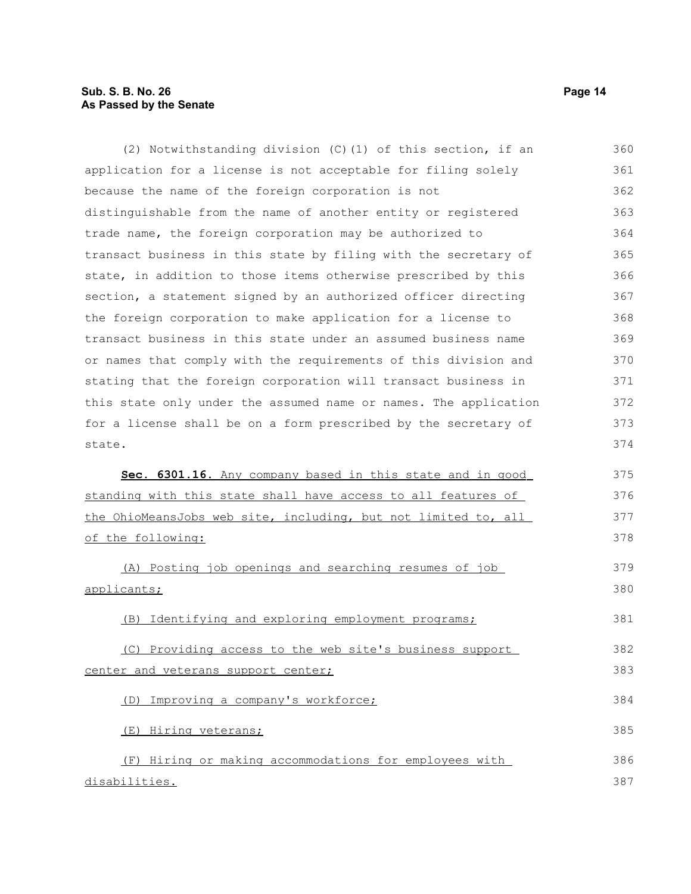(2) Notwithstanding division (C)(1) of this section, if an application for a license is not acceptable for filing solely because the name of the foreign corporation is not distinguishable from the name of another entity or registered trade name, the foreign corporation may be authorized to transact business in this state by filing with the secretary of state, in addition to those items otherwise prescribed by this section, a statement signed by an authorized officer directing the foreign corporation to make application for a license to transact business in this state under an assumed business name or names that comply with the requirements of this division and stating that the foreign corporation will transact business in this state only under the assumed name or names. The application for a license shall be on a form prescribed by the secretary of state.

**Sec. 6301.16.** Any company based in this state and in good standing with this state shall have access to all features of the OhioMeansJobs web site, including, but not limited to, all of the following:

(A) Posting job openings and searching resumes of job applicants;

(B) Identifying and exploring employment programs;

(C) Providing access to the web site's business support center and veterans support center;

(D) Improving a company's workforce;

(E) Hiring veterans;

(F) Hiring or making accommodations for employees with disabilities.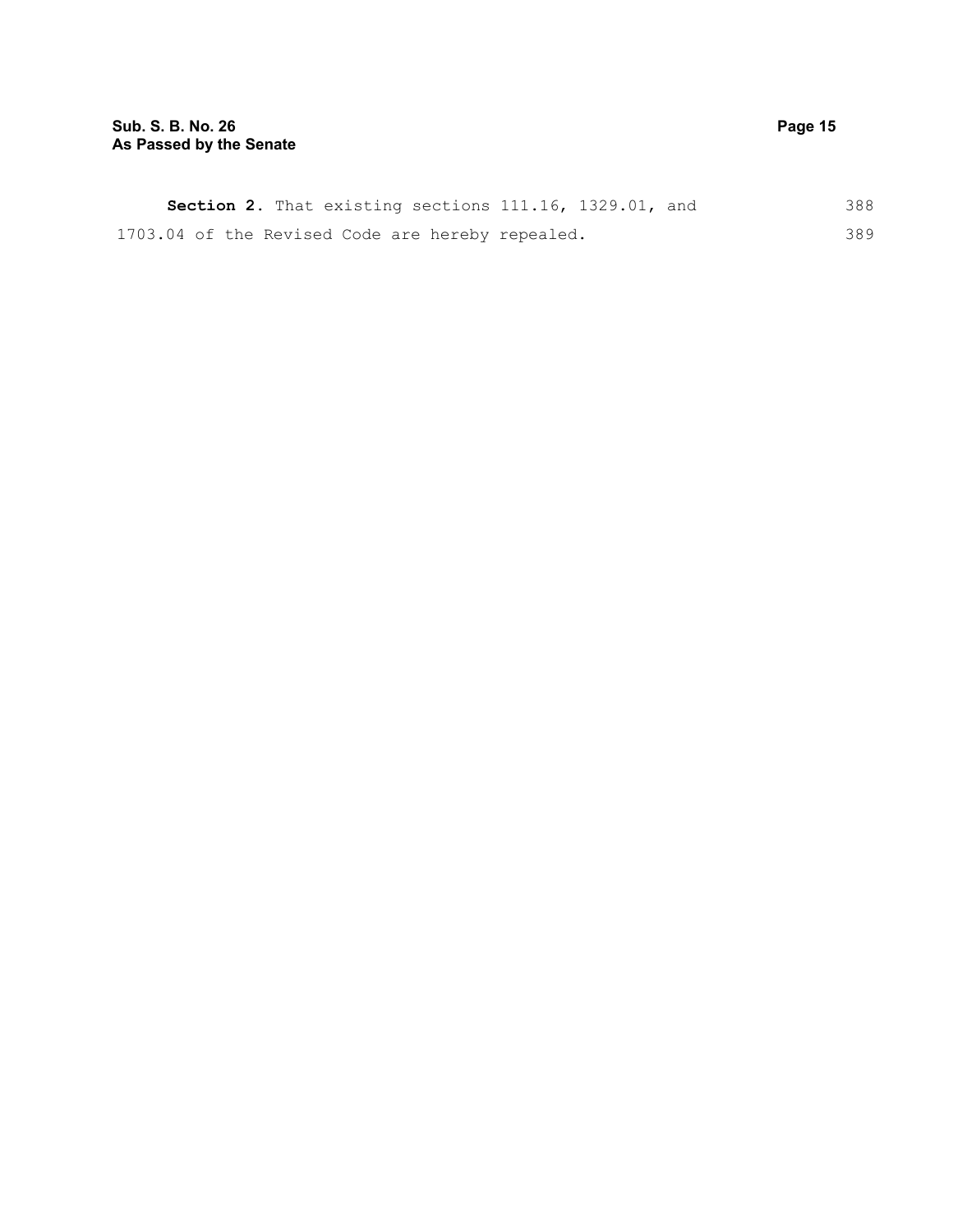**Section 2.** That existing sections 111.16, 1329.01, and 1703.04 of the Revised Code are hereby repealed.